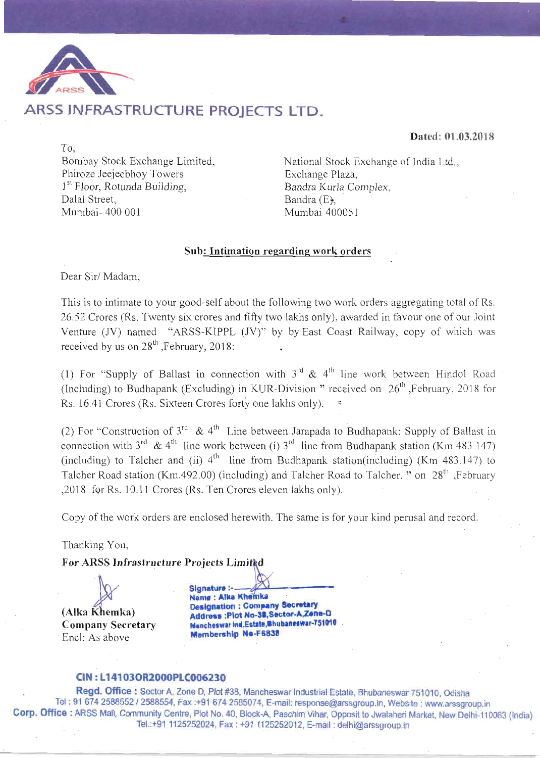# ARSS INFRASTRUCTURE PROJECTS LTD.

**Dated: 01.03.2018**

To,

Bombay Stock Exchange Limited,
Phiroze Jeejeebhoy Towers
1st Floor, Rotunda Building,
Dalal Street,
Mumbai- 400 001

National Stock Exchange of India Ltd.,
Exchange Plaza,
Bandra Kurla Complex,
Bandra (E),
Mumbai-400051

**Sub: Intimation regarding work orders**

Dear Sir/ Madam,

This is to intimate to your good-self about the following two work orders aggregating total of Rs. 26.52 Crores (Rs. Twenty six crores and fifty two lakhs only), awarded in favour one of our Joint Venture (JV) named "ARSS-KIPPL (JV)" by by East Coast Railway, copy of which was received by us on 28th ,February, 2018:

(1) For "Supply of Ballast in connection with 3rd & 4th line work between Hindol Road (Including) to Budhapank (Excluding) in KUR-Division " received on 26th ,February, 2018 for Rs. 16.41 Crores (Rs. Sixteen Crores forty one lakhs only).

(2) For "Construction of 3rd & 4th Line between Jarapada to Budhapank: Supply of Ballast in connection with 3rd & 4th line work between (i) 3rd line from Budhapank station (Km 483.147) (including) to Talcher and (ii) 4th line from Budhapank station(including) (Km 483.147) to Talcher Road station (Km.492.00) (including) and Talcher Road to Talcher. " on 28th ,February ,2018 for Rs. 10.11 Crores (Rs. Ten Crores eleven lakhs only).

Copy of the work orders are enclosed herewith. The same is for your kind perusal and record.

Thanking You,

**For ARSS Infrastructure Projects Limited**

Signature :-
Name : Alka Khemka
Designation : Company Secretary
Address :Plot No-38,Sector-A,Zone-D
Mancheswar Ind.Estate,Bhubaneswar-751010
Membership No-F6838

**(Alka Khemka)**
**Company Secretary**
Encl: As above

**CIN : L14103OR2000PLC006230**

**Regd. Office :** Sector A, Zone D, Plot #38, Mancheswar Industrial Estate, Bhubaneswar 751010, Odisha
Tel : 91 674 2588552 / 2588554, Fax :+91 674 2585074, E-mail: response@arssgroup.in, Website : www.arssgroup.in
**Corp. Office :** ARSS Mall, Community Centre, Plot No. 40, Block-A, Paschim Vihar, Opposit to Jwalaheri Market, New Delhi-110063 (India)
Tel.:+91 1125252024, Fax : +91 1125252012, E-mail : delhi@arssgroup.in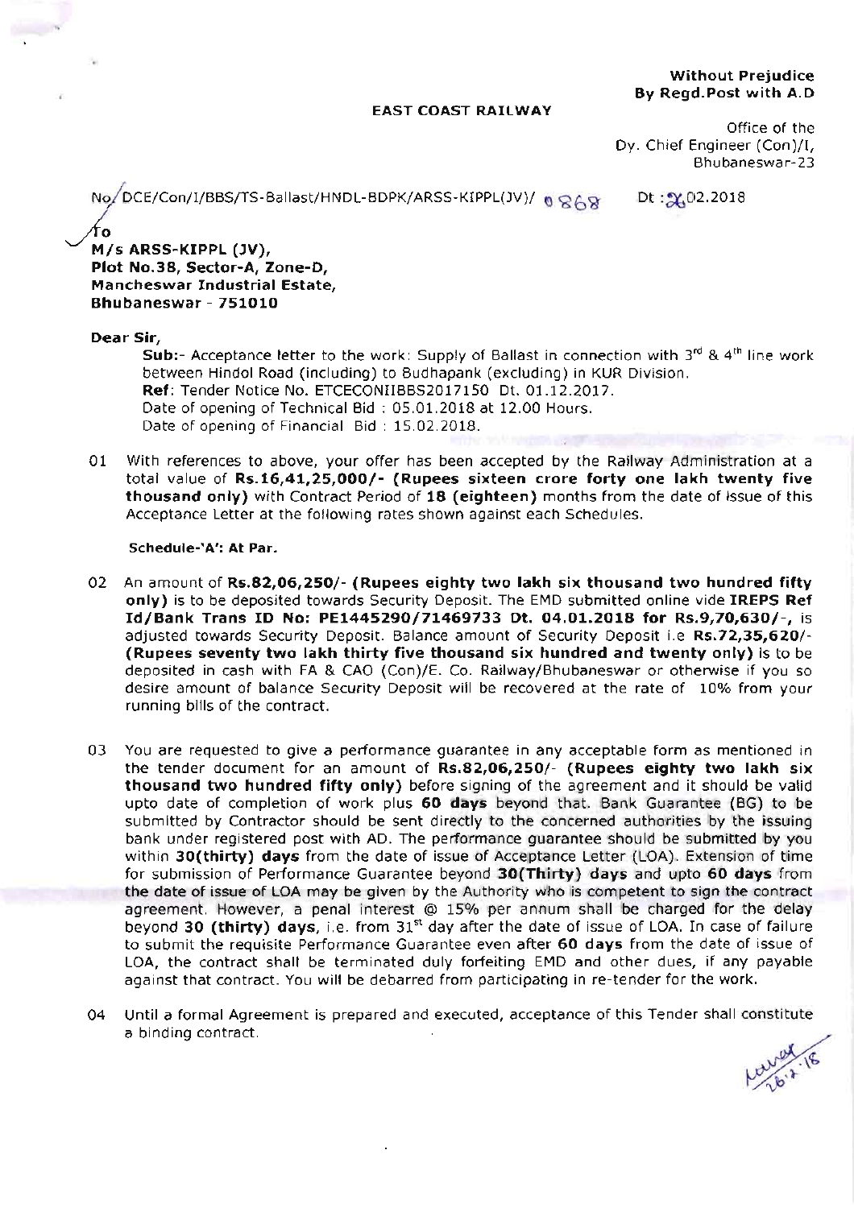**Without Prejudice**
**By Regd.Post with A.D**

**EAST COAST RAILWAY**

Office of the
Dy. Chief Engineer (Con)/I,
Bhubaneswar-23

No/DCE/Con/I/BBS/TS-Ballast/HNDL-BDPK/ARSS-KIPPL(JV)/ 0868 Dt : 26.02.2018

To
**M/s ARSS-KIPPL (JV),**
**Plot No.38, Sector-A, Zone-D,**
**Mancheswar Industrial Estate,**
**Bhubaneswar - 751010**

**Dear Sir,**

**Sub:-** Acceptance letter to the work: Supply of Ballast in connection with 3rd & 4th line work between Hindol Road (including) to Budhapank (excluding) in KUR Division.
**Ref**: Tender Notice No. ETCECONIIBBS2017150 Dt. 01.12.2017.
Date of opening of Technical Bid : 05.01.2018 at 12.00 Hours.
Date of opening of Financial Bid : 15.02.2018.

01 With references to above, your offer has been accepted by the Railway Administration at a total value of **Rs.16,41,25,000/- (Rupees sixteen crore forty one lakh twenty five thousand only)** with Contract Period of **18 (eighteen)** months from the date of issue of this Acceptance Letter at the following rates shown against each Schedules.

**Schedule-'A': At Par.**

02 An amount of **Rs.82,06,250/- (Rupees eighty two lakh six thousand two hundred fifty only)** is to be deposited towards Security Deposit. The EMD submitted online vide **IREPS Ref Id/Bank Trans ID No: PE1445290/71469733 Dt. 04.01.2018 for Rs.9,70,630/-**, is adjusted towards Security Deposit. Balance amount of Security Deposit i.e **Rs.72,35,620/- (Rupees seventy two lakh thirty five thousand six hundred and twenty only)** is to be deposited in cash with FA & CAO (Con)/E. Co. Railway/Bhubaneswar or otherwise if you so desire amount of balance Security Deposit will be recovered at the rate of 10% from your running bills of the contract.

03 You are requested to give a performance guarantee in any acceptable form as mentioned in the tender document for an amount of **Rs.82,06,250/- (Rupees eighty two lakh six thousand two hundred fifty only)** before signing of the agreement and it should be valid upto date of completion of work plus **60 days** beyond that. Bank Guarantee (BG) to be submitted by Contractor should be sent directly to the concerned authorities by the issuing bank under registered post with AD. The performance guarantee should be submitted by you within **30(thirty) days** from the date of issue of Acceptance Letter (LOA). Extension of time for submission of Performance Guarantee beyond **30(Thirty) days** and upto **60 days** from the date of issue of LOA may be given by the Authority who is competent to sign the contract agreement. However, a penal interest @ 15% per annum shall be charged for the delay beyond **30 (thirty) days**, i.e. from 31st day after the date of issue of LOA. In case of failure to submit the requisite Performance Guarantee even after **60 days** from the date of issue of LOA, the contract shall be terminated duly forfeiting EMD and other dues, if any payable against that contract. You will be debarred from participating in re-tender for the work.

04 Until a formal Agreement is prepared and executed, acceptance of this Tender shall constitute a binding contract.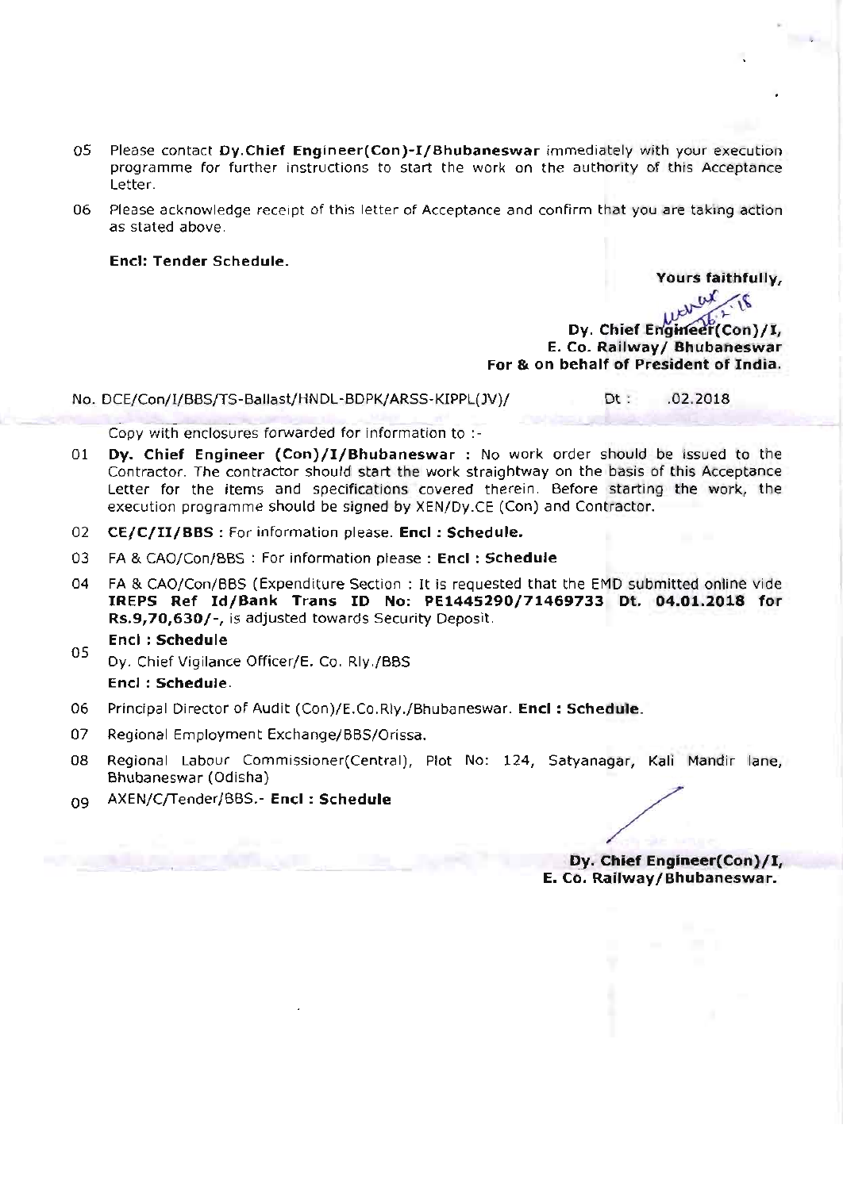05 Please contact **Dy.Chief Engineer(Con)-I/Bhubaneswar** immediately with your execution programme for further instructions to start the work on the authority of this Acceptance Letter.

06 Please acknowledge receipt of this letter of Acceptance and confirm that you are taking action as stated above.

**Encl: Tender Schedule.**

**Yours faithfully,**

**Dy. Chief Engineer(Con)/I,**
**E. Co. Railway/ Bhubaneswar**
**For & on behalf of President of India.**

No. DCE/Con/I/BBS/TS-Ballast/HNDL-BDPK/ARSS-KIPPL(JV)/ Dt : .02.2018

Copy with enclosures forwarded for information to :-

01 **Dy. Chief Engineer (Con)/I/Bhubaneswar** : No work order should be issued to the Contractor. The contractor should start the work straightway on the basis of this Acceptance Letter for the items and specifications covered therein. Before starting the work, the execution programme should be signed by XEN/Dy.CE (Con) and Contractor.

02 **CE/C/II/BBS** : For information please. **Encl : Schedule.**

03 FA & CAO/Con/BBS : For information please : **Encl : Schedule**

04 FA & CAO/Con/BBS (Expenditure Section : It is requested that the EMD submitted online vide **IREPS Ref Id/Bank Trans ID No: PE1445290/71469733 Dt. 04.01.2018 for Rs.9,70,630/-**, is adjusted towards Security Deposit.
**Encl : Schedule**

05 Dy. Chief Vigilance Officer/E. Co. Rly./BBS
**Encl : Schedule**.

06 Principal Director of Audit (Con)/E.Co.Rly./Bhubaneswar. **Encl : Schedule**.

07 Regional Employment Exchange/BBS/Orissa.

08 Regional Labour Commissioner(Central), Plot No: 124, Satyanagar, Kali Mandir lane, Bhubaneswar (Odisha)

09 AXEN/C/Tender/BBS.- **Encl : Schedule**

**Dy. Chief Engineer(Con)/I,**
**E. Co. Railway/Bhubaneswar.**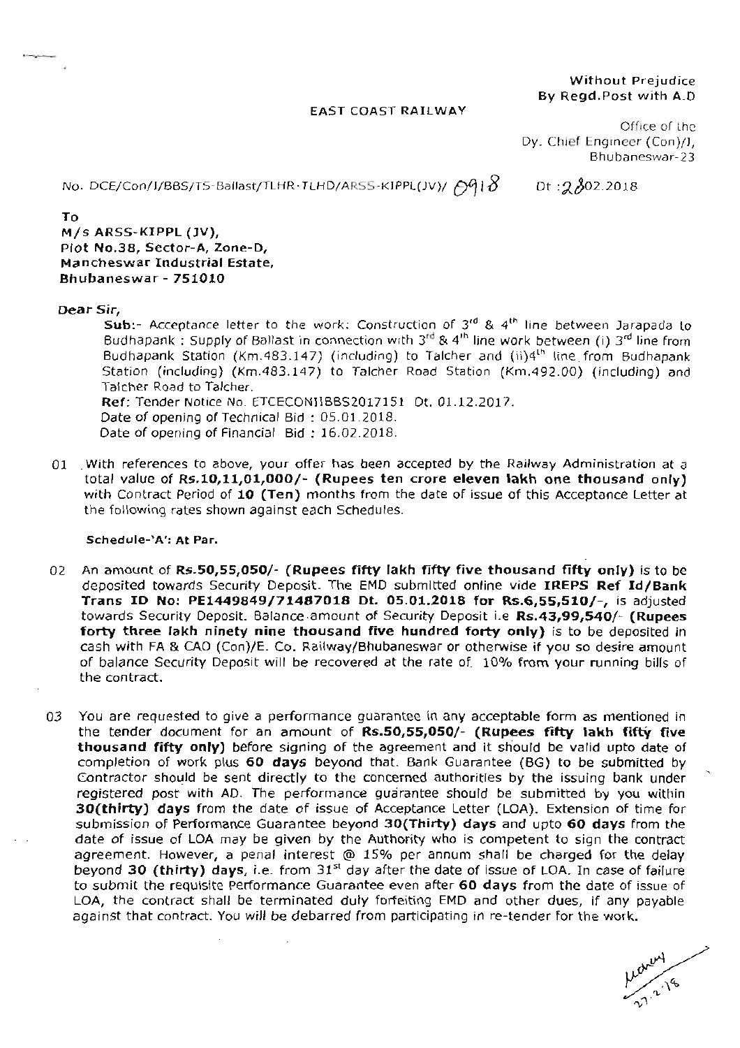Without Prejudice
By Regd.Post with A.D

EAST COAST RAILWAY

Office of the
Dy. Chief Engineer (Con)/I,
Bhubaneswar-23

No. DCE/Con/I/BBS/TS-Ballast/TLHR-TLHD/ARSS-KIPPL(JV)/ 0918 Dt : 28.02.2018

**To**
**M/s ARSS-KIPPL (JV),**
**Plot No.38, Sector-A, Zone-D,**
**Mancheswar Industrial Estate,**
**Bhubaneswar - 751010**

**Dear Sir,**

**Sub:-** Acceptance letter to the work: Construction of 3rd & 4th line between Jarapada to Budhapank : Supply of Ballast in connection with 3rd & 4th line work between (i) 3rd line from Budhapank Station (Km.483.147) (including) to Talcher and (ii)4th line from Budhapank Station (including) (Km.483.147) to Talcher Road Station (Km.492.00) (including) and Talcher Road to Talcher.

**Ref:** Tender Notice No. ETCECONIIBBS2017151 Dt. 01.12.2017.
Date of opening of Technical Bid : 05.01.2018.
Date of opening of Financial Bid : 16.02.2018.

01 With references to above, your offer has been accepted by the Railway Administration at a total value of **Rs.10,11,01,000/- (Rupees ten crore eleven lakh one thousand only)** with Contract Period of **10 (Ten)** months from the date of issue of this Acceptance Letter at the following rates shown against each Schedules.

**Schedule-'A': At Par.**

02 An amount of **Rs.50,55,050/- (Rupees fifty lakh fifty five thousand fifty only)** is to be deposited towards Security Deposit. The EMD submitted online vide **IREPS Ref Id/Bank Trans ID No: PE1449849/71487018 Dt. 05.01.2018 for Rs.6,55,510/-**, is adjusted towards Security Deposit. Balance amount of Security Deposit i.e **Rs.43,99,540/- (Rupees forty three lakh ninety nine thousand five hundred forty only)** is to be deposited in cash with FA & CAO (Con)/E. Co. Railway/Bhubaneswar or otherwise if you so desire amount of balance Security Deposit will be recovered at the rate of 10% from your running bills of the contract.

03 You are requested to give a performance guarantee in any acceptable form as mentioned in the tender document for an amount of **Rs.50,55,050/- (Rupees fifty lakh fifty five thousand fifty only)** before signing of the agreement and it should be valid upto date of completion of work plus **60 days** beyond that. Bank Guarantee (BG) to be submitted by Contractor should be sent directly to the concerned authorities by the issuing bank under registered post with AD. The performance guarantee should be submitted by you within **30(thirty) days** from the date of issue of Acceptance Letter (LOA). Extension of time for submission of Performance Guarantee beyond **30(Thirty) days** and upto **60 days** from the date of issue of LOA may be given by the Authority who is competent to sign the contract agreement. However, a penal interest @ 15% per annum shall be charged for the delay beyond **30 (thirty) days**, i.e. from 31st day after the date of issue of LOA. In case of failure to submit the requisite Performance Guarantee even after **60 days** from the date of issue of LOA, the contract shall be terminated duly forfeiting EMD and other dues, if any payable against that contract. You will be debarred from participating in re-tender for the work.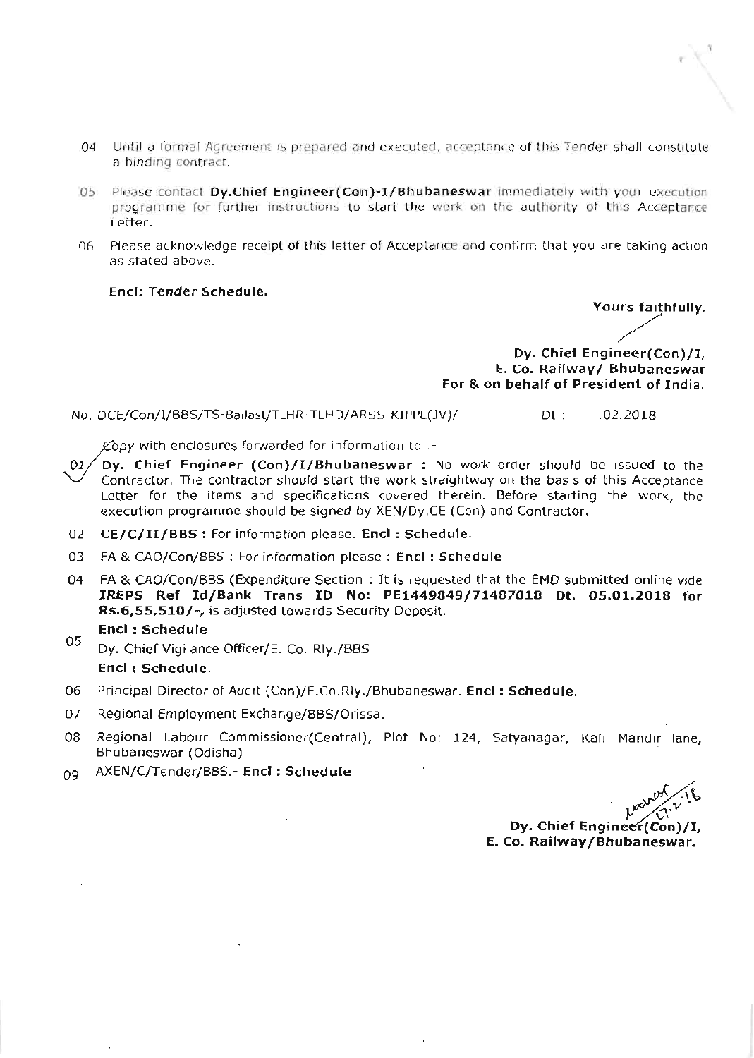04 Until a formal Agreement is prepared and executed, acceptance of this Tender shall constitute a binding contract.

05 Please contact **Dy.Chief Engineer(Con)-I/Bhubaneswar** immediately with your execution programme for further instructions to start the work on the authority of this Acceptance Letter.

06 Please acknowledge receipt of this letter of Acceptance and confirm that you are taking action as stated above.

**Encl: Tender Schedule.**

**Yours faithfully,**

**Dy. Chief Engineer(Con)/I,**
**E. Co. Railway/ Bhubaneswar**
**For & on behalf of President of India.**

No. DCE/Con/I/BBS/TS-Ballast/TLHR-TLHD/ARSS-KIPPL(JV)/ Dt : .02.2018

Copy with enclosures forwarded for information to :-

01 **Dy. Chief Engineer (Con)/I/Bhubaneswar :** No work order should be issued to the Contractor. The contractor should start the work straightway on the basis of this Acceptance Letter for the items and specifications covered therein. Before starting the work, the execution programme should be signed by XEN/Dy.CE (Con) and Contractor.

02 **CE/C/II/BBS :** For information please. **Encl : Schedule.**

03 FA & CAO/Con/BBS : For information please : **Encl : Schedule**

04 FA & CAO/Con/BBS (Expenditure Section : It is requested that the EMD submitted online vide **IREPS Ref Id/Bank Trans ID No: PE1449849/71487018 Dt. 05.01.2018 for Rs.6,55,510/-**, is adjusted towards Security Deposit.
**Encl : Schedule**

05 Dy. Chief Vigilance Officer/E. Co. Rly./BBS
**Encl : Schedule.**

06 Principal Director of Audit (Con)/E.Co.Rly./Bhubaneswar. **Encl : Schedule.**

07 Regional Employment Exchange/BBS/Orissa.

08 Regional Labour Commissioner(Central), Plot No: 124, Satyanagar, Kali Mandir lane, Bhubaneswar (Odisha)

09 AXEN/C/Tender/BBS.- **Encl : Schedule**

17.2.18

**Dy. Chief Engineer(Con)/I,**
**E. Co. Railway/Bhubaneswar.**